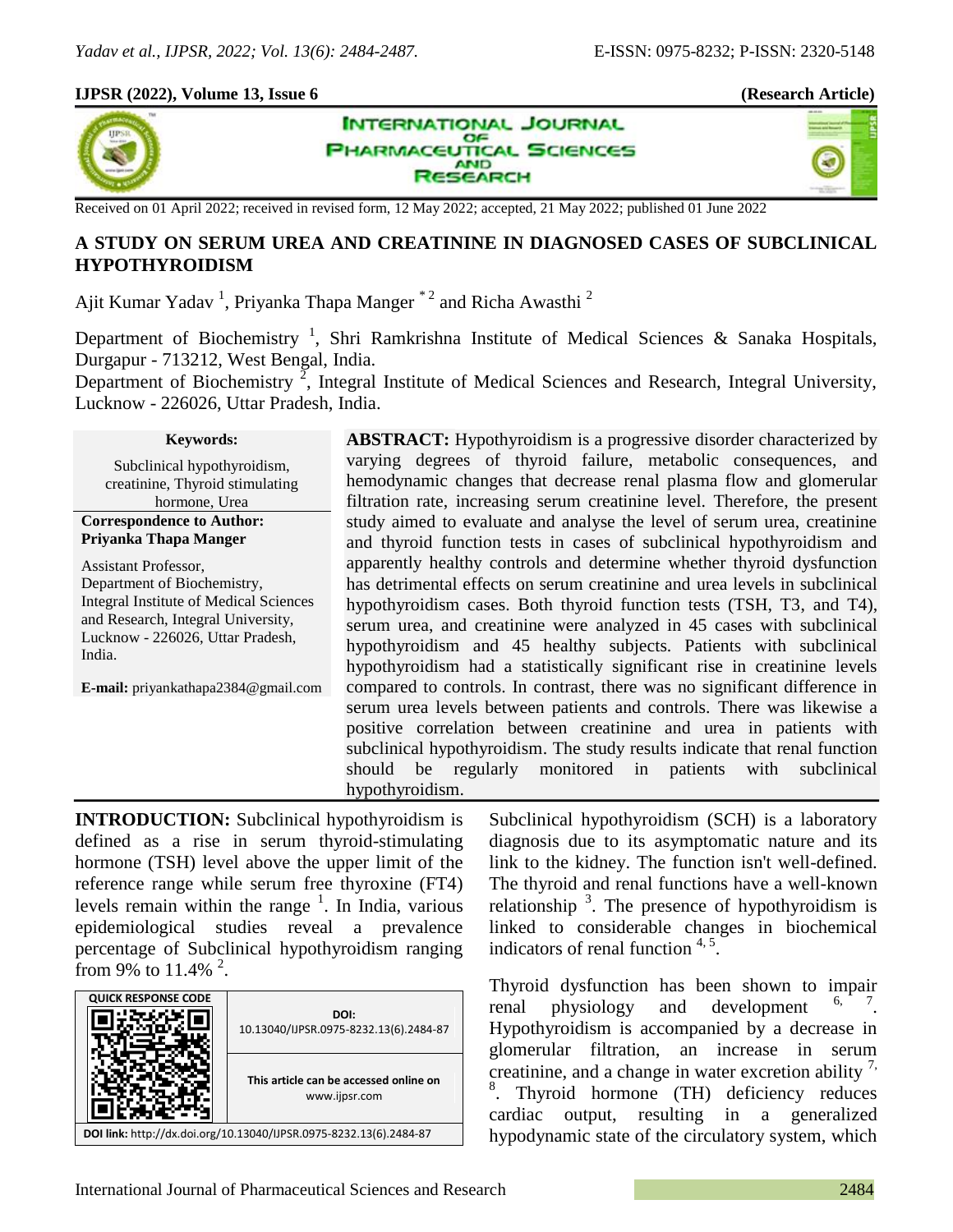Received on 01 April 2022; received in revised form, 12 May 2022; accepted, 21 May 2022; published 01 June 2022

# A STUDY ON SERUM UREA AND CREATININE IN DIAGNOSED CASES OF SUBCLINICAL HYPOTHYROIDISM

Ajit Kumar Yadav [1], Priyanka Thapa Manger [*2] and Richa Awasthi [2]

Department of Biochemistry [1], Shri Ramkrishna Institute of Medical Sciences & Sanaka Hospitals, Durgapur - 713212, West Bengal, India.

Department of Biochemistry [2], Integral Institute of Medical Sciences and Research, Integral University, Lucknow - 226026, Uttar Pradesh, India.

**Keywords:**

Subclinical hypothyroidism, creatinine, Thyroid stimulating hormone, Urea

**Correspondence to Author:**
**Priyanka Thapa Manger**

Assistant Professor,
Department of Biochemistry,
Integral Institute of Medical Sciences and Research, Integral University,
Lucknow - 226026, Uttar Pradesh,
India.

**E-mail:** priyankathapa2384@gmail.com

**ABSTRACT:** Hypothyroidism is a progressive disorder characterized by varying degrees of thyroid failure, metabolic consequences, and hemodynamic changes that decrease renal plasma flow and glomerular filtration rate, increasing serum creatinine level. Therefore, the present study aimed to evaluate and analyse the level of serum urea, creatinine and thyroid function tests in cases of subclinical hypothyroidism and apparently healthy controls and determine whether thyroid dysfunction has detrimental effects on serum creatinine and urea levels in subclinical hypothyroidism cases. Both thyroid function tests (TSH, T3, and T4), serum urea, and creatinine were analyzed in 45 cases with subclinical hypothyroidism and 45 healthy subjects. Patients with subclinical hypothyroidism had a statistically significant rise in creatinine levels compared to controls. In contrast, there was no significant difference in serum urea levels between patients and controls. There was likewise a positive correlation between creatinine and urea in patients with subclinical hypothyroidism. The study results indicate that renal function should be regularly monitored in patients with subclinical hypothyroidism.

QUICK RESPONSE CODE

DOI: 10.13040/IJPSR.0975-8232.13(6).2484-87

This article can be accessed online on www.ijpsr.com

DOI link: http://dx.doi.org/10.13040/IJPSR.0975-8232.13(6).2484-87

**INTRODUCTION:** Subclinical hypothyroidism is defined as a rise in serum thyroid-stimulating hormone (TSH) level above the upper limit of the reference range while serum free thyroxine (FT4) levels remain within the range [1]. In India, various epidemiological studies reveal a prevalence percentage of Subclinical hypothyroidism ranging from 9% to 11.4% [2].

Subclinical hypothyroidism (SCH) is a laboratory diagnosis due to its asymptomatic nature and its link to the kidney. The function isn't well-defined. The thyroid and renal functions have a well-known relationship [3]. The presence of hypothyroidism is linked to considerable changes in biochemical indicators of renal function [4, 5].

Thyroid dysfunction has been shown to impair renal physiology and development [6, 7]. Hypothyroidism is accompanied by a decrease in glomerular filtration, an increase in serum creatinine, and a change in water excretion ability [7, 8]. Thyroid hormone (TH) deficiency reduces cardiac output, resulting in a generalized hypodynamic state of the circulatory system, which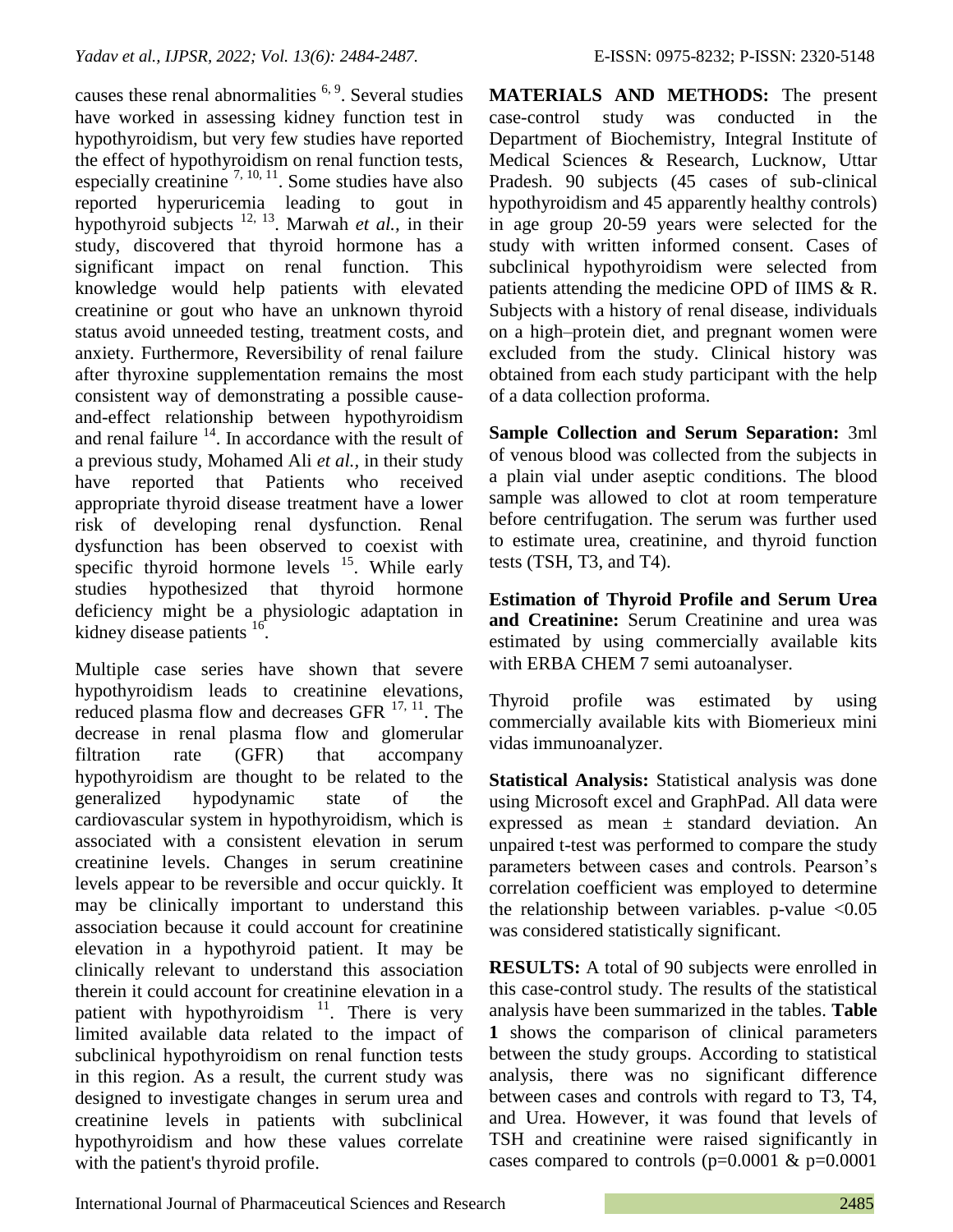causes these renal abnormalities [6, 9]. Several studies have worked in assessing kidney function test in hypothyroidism, but very few studies have reported the effect of hypothyroidism on renal function tests, especially creatinine [7, 10, 11]. Some studies have also reported hyperuricemia leading to gout in hypothyroid subjects [12, 13]. Marwah *et al.,* in their study, discovered that thyroid hormone has a significant impact on renal function. This knowledge would help patients with elevated creatinine or gout who have an unknown thyroid status avoid unneeded testing, treatment costs, and anxiety. Furthermore, Reversibility of renal failure after thyroxine supplementation remains the most consistent way of demonstrating a possible cause-and-effect relationship between hypothyroidism and renal failure [14]. In accordance with the result of a previous study, Mohamed Ali *et al.,* in their study have reported that Patients who received appropriate thyroid disease treatment have a lower risk of developing renal dysfunction. Renal dysfunction has been observed to coexist with specific thyroid hormone levels [15]. While early studies hypothesized that thyroid hormone deficiency might be a physiologic adaptation in kidney disease patients [16].

Multiple case series have shown that severe hypothyroidism leads to creatinine elevations, reduced plasma flow and decreases GFR [17, 11]. The decrease in renal plasma flow and glomerular filtration rate (GFR) that accompany hypothyroidism are thought to be related to the generalized hypodynamic state of the cardiovascular system in hypothyroidism, which is associated with a consistent elevation in serum creatinine levels. Changes in serum creatinine levels appear to be reversible and occur quickly. It may be clinically important to understand this association because it could account for creatinine elevation in a hypothyroid patient. It may be clinically relevant to understand this association therein it could account for creatinine elevation in a patient with hypothyroidism [11]. There is very limited available data related to the impact of subclinical hypothyroidism on renal function tests in this region. As a result, the current study was designed to investigate changes in serum urea and creatinine levels in patients with subclinical hypothyroidism and how these values correlate with the patient's thyroid profile.

**MATERIALS AND METHODS:** The present case-control study was conducted in the Department of Biochemistry, Integral Institute of Medical Sciences & Research, Lucknow, Uttar Pradesh. 90 subjects (45 cases of sub-clinical hypothyroidism and 45 apparently healthy controls) in age group 20-59 years were selected for the study with written informed consent. Cases of subclinical hypothyroidism were selected from patients attending the medicine OPD of IIMS & R. Subjects with a history of renal disease, individuals on a high–protein diet, and pregnant women were excluded from the study. Clinical history was obtained from each study participant with the help of a data collection proforma.

**Sample Collection and Serum Separation:** 3ml of venous blood was collected from the subjects in a plain vial under aseptic conditions. The blood sample was allowed to clot at room temperature before centrifugation. The serum was further used to estimate urea, creatinine, and thyroid function tests (TSH, T3, and T4).

**Estimation of Thyroid Profile and Serum Urea and Creatinine:** Serum Creatinine and urea was estimated by using commercially available kits with ERBA CHEM 7 semi autoanalyser.

Thyroid profile was estimated by using commercially available kits with Biomerieux mini vidas immunoanalyzer.

**Statistical Analysis:** Statistical analysis was done using Microsoft excel and GraphPad. All data were expressed as mean ± standard deviation. An unpaired t-test was performed to compare the study parameters between cases and controls. Pearson's correlation coefficient was employed to determine the relationship between variables. p-value <0.05 was considered statistically significant.

**RESULTS:** A total of 90 subjects were enrolled in this case-control study. The results of the statistical analysis have been summarized in the tables. **Table 1** shows the comparison of clinical parameters between the study groups. According to statistical analysis, there was no significant difference between cases and controls with regard to T3, T4, and Urea. However, it was found that levels of TSH and creatinine were raised significantly in cases compared to controls (p=0.0001 & p=0.0001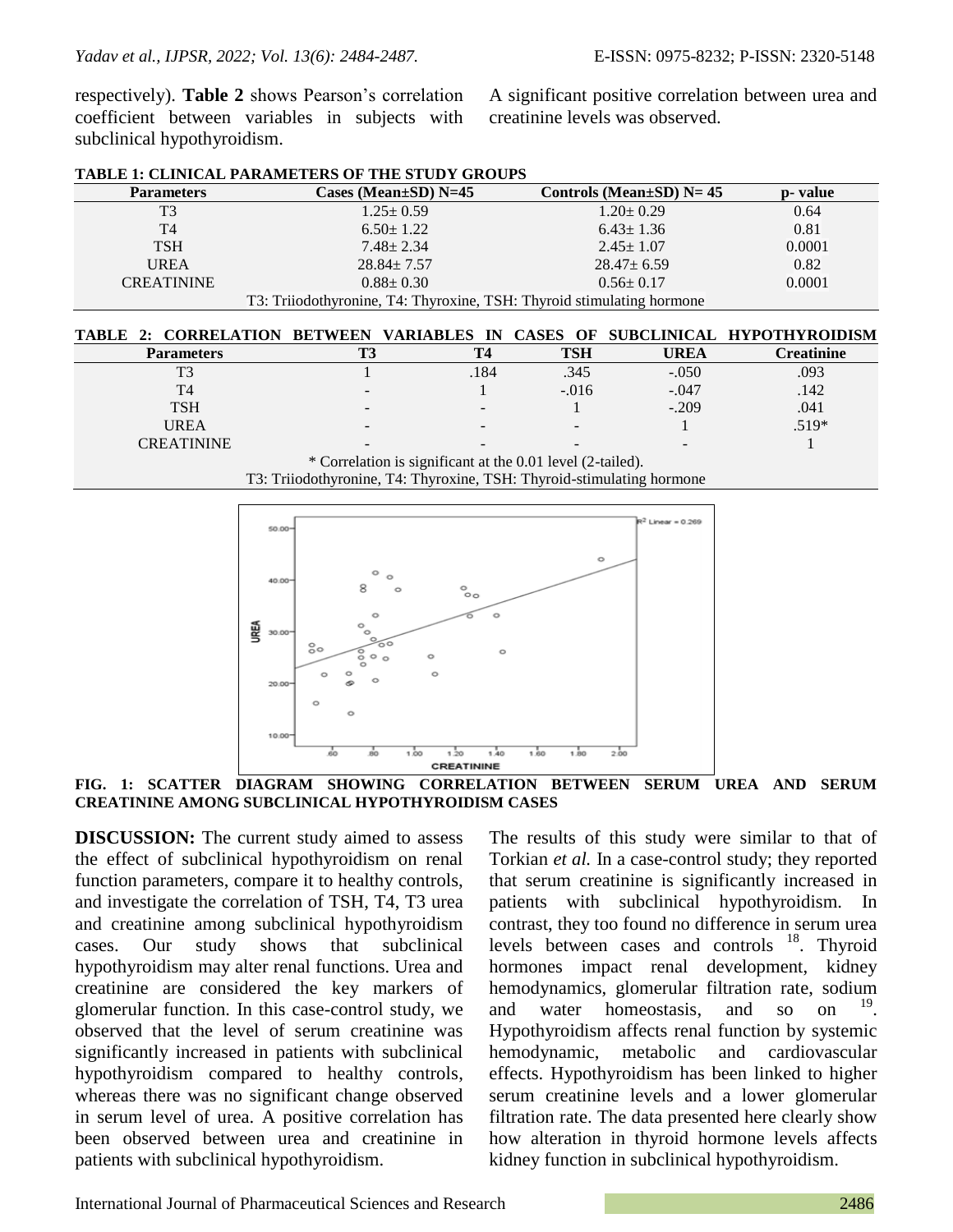respectively). **Table 2** shows Pearson's correlation coefficient between variables in subjects with subclinical hypothyroidism.

A significant positive correlation between urea and creatinine levels was observed.

**TABLE 1: CLINICAL PARAMETERS OF THE STUDY GROUPS**

| Parameters | Cases (Mean±SD) N=45 | Controls (Mean±SD) N= 45 | p- value |
|---|---|---|---|
| T3 | 1.25± 0.59 | 1.20± 0.29 | 0.64 |
| T4 | 6.50± 1.22 | 6.43± 1.36 | 0.81 |
| TSH | 7.48± 2.34 | 2.45± 1.07 | 0.0001 |
| UREA | 28.84± 7.57 | 28.47± 6.59 | 0.82 |
| CREATININE | 0.88± 0.30 | 0.56± 0.17 | 0.0001 |

T3: Triiodothyronine, T4: Thyroxine, TSH: Thyroid stimulating hormone

**TABLE 2: CORRELATION BETWEEN VARIABLES IN CASES OF SUBCLINICAL HYPOTHYROIDISM**

| Parameters | T3 | T4 | TSH | UREA | Creatinine |
|---|---|---|---|---|---|
| T3 | 1 | .184 | .345 | -.050 | .093 |
| T4 | - | 1 | -.016 | -.047 | .142 |
| TSH | - | - | 1 | -.209 | .041 |
| UREA | - | - | - | 1 | .519* |
| CREATININE | - | - | - | - | 1 |

* Correlation is significant at the 0.01 level (2-tailed).

T3: Triiodothyronine, T4: Thyroxine, TSH: Thyroid-stimulating hormone

**FIG. 1: SCATTER DIAGRAM SHOWING CORRELATION BETWEEN SERUM UREA AND SERUM CREATININE AMONG SUBCLINICAL HYPOTHYROIDISM CASES**

**DISCUSSION:** The current study aimed to assess the effect of subclinical hypothyroidism on renal function parameters, compare it to healthy controls, and investigate the correlation of TSH, T4, T3 urea and creatinine among subclinical hypothyroidism cases. Our study shows that subclinical hypothyroidism may alter renal functions. Urea and creatinine are considered the key markers of glomerular function. In this case-control study, we observed that the level of serum creatinine was significantly increased in patients with subclinical hypothyroidism compared to healthy controls, whereas there was no significant change observed in serum level of urea. A positive correlation has been observed between urea and creatinine in patients with subclinical hypothyroidism.

The results of this study were similar to that of Torkian *et al.* In a case-control study; they reported that serum creatinine is significantly increased in patients with subclinical hypothyroidism. In contrast, they too found no difference in serum urea levels between cases and controls [18]. Thyroid hormones impact renal development, kidney hemodynamics, glomerular filtration rate, sodium and water homeostasis, and so on [19]. Hypothyroidism affects renal function by systemic hemodynamic, metabolic and cardiovascular effects. Hypothyroidism has been linked to higher serum creatinine levels and a lower glomerular filtration rate. The data presented here clearly show how alteration in thyroid hormone levels affects kidney function in subclinical hypothyroidism.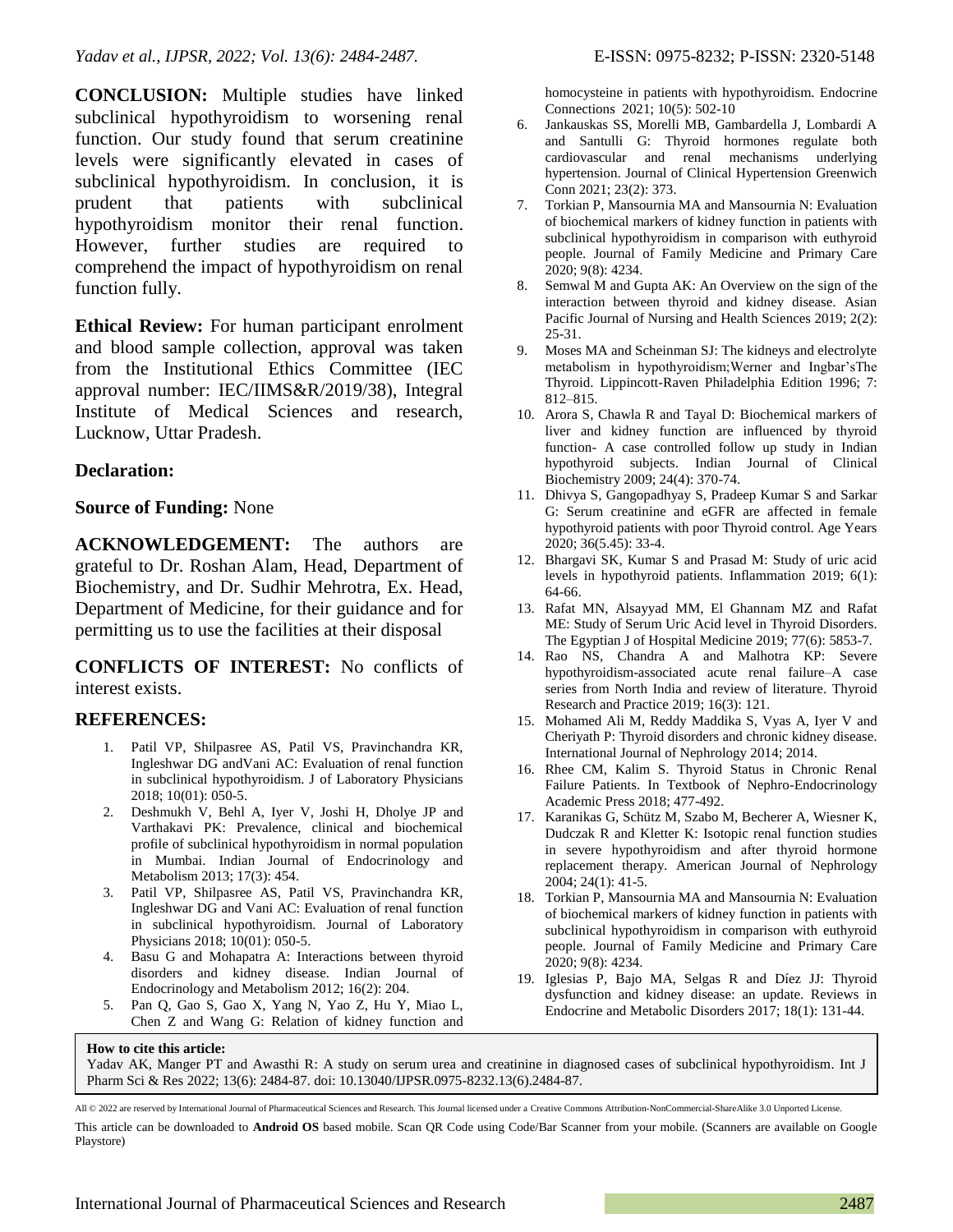**CONCLUSION:** Multiple studies have linked subclinical hypothyroidism to worsening renal function. Our study found that serum creatinine levels were significantly elevated in cases of subclinical hypothyroidism. In conclusion, it is prudent that patients with subclinical hypothyroidism monitor their renal function. However, further studies are required to comprehend the impact of hypothyroidism on renal function fully.

**Ethical Review:** For human participant enrolment and blood sample collection, approval was taken from the Institutional Ethics Committee (IEC approval number: IEC/IIMS&R/2019/38), Integral Institute of Medical Sciences and research, Lucknow, Uttar Pradesh.

**Declaration:**

**Source of Funding:** None

**ACKNOWLEDGEMENT:** The authors are grateful to Dr. Roshan Alam, Head, Department of Biochemistry, and Dr. Sudhir Mehrotra, Ex. Head, Department of Medicine, for their guidance and for permitting us to use the facilities at their disposal

**CONFLICTS OF INTEREST:** No conflicts of interest exists.

## REFERENCES:

1. Patil VP, Shilpasree AS, Patil VS, Pravinchandra KR, Ingleshwar DG andVani AC: Evaluation of renal function in subclinical hypothyroidism. J of Laboratory Physicians 2018; 10(01): 050-5.
2. Deshmukh V, Behl A, Iyer V, Joshi H, Dholye JP and Varthakavi PK: Prevalence, clinical and biochemical profile of subclinical hypothyroidism in normal population in Mumbai. Indian Journal of Endocrinology and Metabolism 2013; 17(3): 454.
3. Patil VP, Shilpasree AS, Patil VS, Pravinchandra KR, Ingleshwar DG and Vani AC: Evaluation of renal function in subclinical hypothyroidism. Journal of Laboratory Physicians 2018; 10(01): 050-5.
4. Basu G and Mohapatra A: Interactions between thyroid disorders and kidney disease. Indian Journal of Endocrinology and Metabolism 2012; 16(2): 204.
5. Pan Q, Gao S, Gao X, Yang N, Yao Z, Hu Y, Miao L, Chen Z and Wang G: Relation of kidney function and homocysteine in patients with hypothyroidism. Endocrine Connections 2021; 10(5): 502-10
6. Jankauskas SS, Morelli MB, Gambardella J, Lombardi A and Santulli G: Thyroid hormones regulate both cardiovascular and renal mechanisms underlying hypertension. Journal of Clinical Hypertension Greenwich Conn 2021; 23(2): 373.
7. Torkian P, Mansournia MA and Mansournia N: Evaluation of biochemical markers of kidney function in patients with subclinical hypothyroidism in comparison with euthyroid people. Journal of Family Medicine and Primary Care 2020; 9(8): 4234.
8. Semwal M and Gupta AK: An Overview on the sign of the interaction between thyroid and kidney disease. Asian Pacific Journal of Nursing and Health Sciences 2019; 2(2): 25-31.
9. Moses MA and Scheinman SJ: The kidneys and electrolyte metabolism in hypothyroidism;Werner and Ingbar'sThe Thyroid. Lippincott-Raven Philadelphia Edition 1996; 7: 812–815.
10. Arora S, Chawla R and Tayal D: Biochemical markers of liver and kidney function are influenced by thyroid function- A case controlled follow up study in Indian hypothyroid subjects. Indian Journal of Clinical Biochemistry 2009; 24(4): 370-74.
11. Dhivya S, Gangopadhyay S, Pradeep Kumar S and Sarkar G: Serum creatinine and eGFR are affected in female hypothyroid patients with poor Thyroid control. Age Years 2020; 36(5.45): 33-4.
12. Bhargavi SK, Kumar S and Prasad M: Study of uric acid levels in hypothyroid patients. Inflammation 2019; 6(1): 64-66.
13. Rafat MN, Alsayyad MM, El Ghannam MZ and Rafat ME: Study of Serum Uric Acid level in Thyroid Disorders. The Egyptian J of Hospital Medicine 2019; 77(6): 5853-7.
14. Rao NS, Chandra A and Malhotra KP: Severe hypothyroidism-associated acute renal failure–A case series from North India and review of literature. Thyroid Research and Practice 2019; 16(3): 121.
15. Mohamed Ali M, Reddy Maddika S, Vyas A, Iyer V and Cheriyath P: Thyroid disorders and chronic kidney disease. International Journal of Nephrology 2014; 2014.
16. Rhee CM, Kalim S. Thyroid Status in Chronic Renal Failure Patients. In Textbook of Nephro-Endocrinology Academic Press 2018; 477-492.
17. Karanikas G, Schütz M, Szabo M, Becherer A, Wiesner K, Dudczak R and Kletter K: Isotopic renal function studies in severe hypothyroidism and after thyroid hormone replacement therapy. American Journal of Nephrology 2004; 24(1): 41-5.
18. Torkian P, Mansournia MA and Mansournia N: Evaluation of biochemical markers of kidney function in patients with subclinical hypothyroidism in comparison with euthyroid people. Journal of Family Medicine and Primary Care 2020; 9(8): 4234.
19. Iglesias P, Bajo MA, Selgas R and Díez JJ: Thyroid dysfunction and kidney disease: an update. Reviews in Endocrine and Metabolic Disorders 2017; 18(1): 131-44.

**How to cite this article:**
Yadav AK, Manger PT and Awasthi R: A study on serum urea and creatinine in diagnosed cases of subclinical hypothyroidism. Int J Pharm Sci & Res 2022; 13(6): 2484-87. doi: 10.13040/IJPSR.0975-8232.13(6).2484-87.

All © 2022 are reserved by International Journal of Pharmaceutical Sciences and Research. This Journal licensed under a Creative Commons Attribution-NonCommercial-ShareAlike 3.0 Unported License.

This article can be downloaded to **Android OS** based mobile. Scan QR Code using Code/Bar Scanner from your mobile. (Scanners are available on Google Playstore)